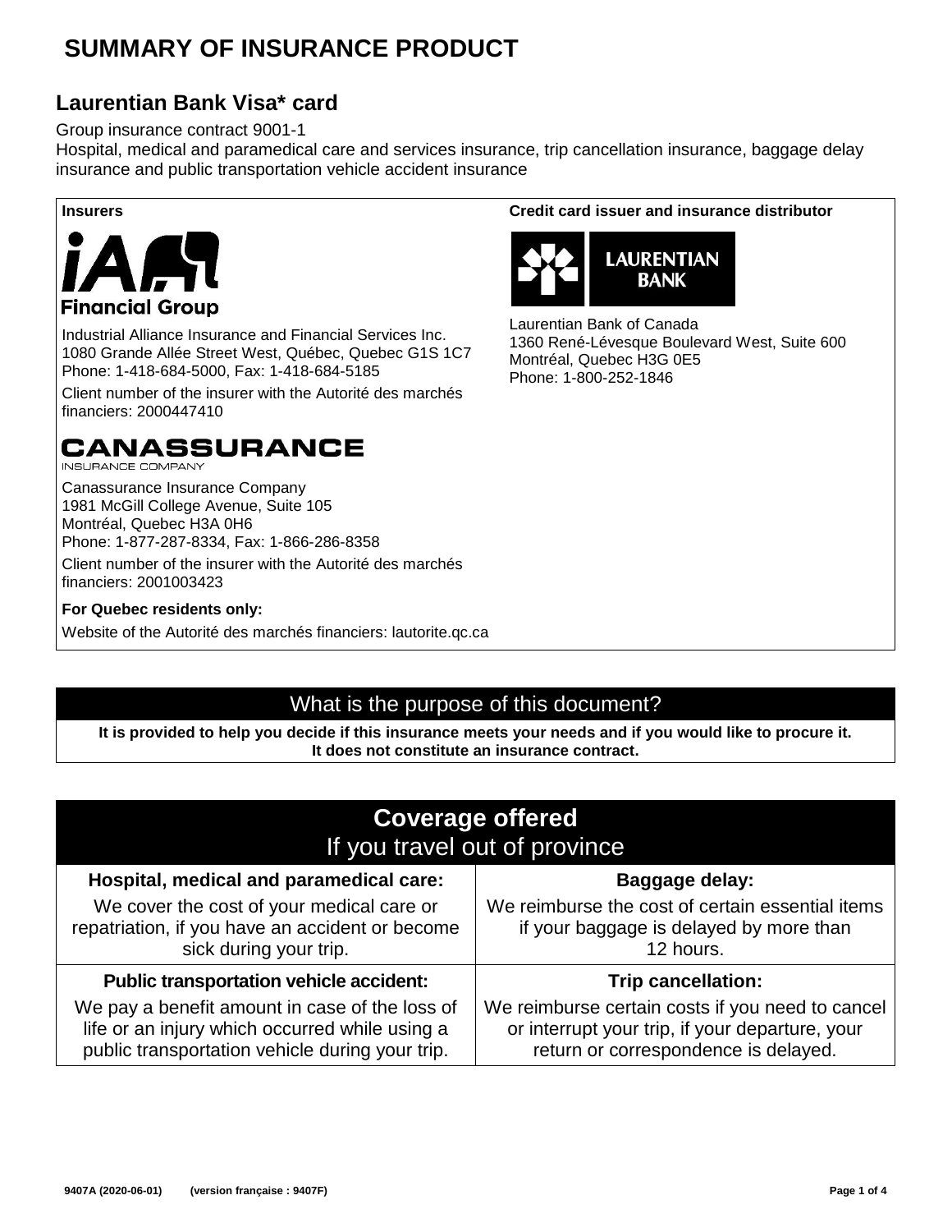# SUMMARY OF INSURANCE PRODUCT

## Laurentian Bank Visa* card

Group insurance contract 9001-1
Hospital, medical and paramedical care and services insurance, trip cancellation insurance, baggage delay insurance and public transportation vehicle accident insurance

**Insurers**

iA Financial Group

Industrial Alliance Insurance and Financial Services Inc.
1080 Grande Allée Street West, Québec, Quebec G1S 1C7
Phone: 1-418-684-5000, Fax: 1-418-684-5185

Client number of the insurer with the Autorité des marchés financiers: 2000447410

CANASSURANCE INSURANCE COMPANY

Canassurance Insurance Company
1981 McGill College Avenue, Suite 105
Montréal, Quebec H3A 0H6
Phone: 1-877-287-8334, Fax: 1-866-286-8358

Client number of the insurer with the Autorité des marchés financiers: 2001003423

**For Quebec residents only:**

Website of the Autorité des marchés financiers: lautorite.qc.ca

**Credit card issuer and insurance distributor**

LAURENTIAN BANK

Laurentian Bank of Canada
1360 René-Lévesque Boulevard West, Suite 600
Montréal, Quebec H3G 0E5
Phone: 1-800-252-1846

## What is the purpose of this document?

**It is provided to help you decide if this insurance meets your needs and if you would like to procure it. It does not constitute an insurance contract.**

## Coverage offered
If you travel out of province

| Hospital, medical and paramedical care: | Baggage delay: |
|---|---|
| We cover the cost of your medical care or repatriation, if you have an accident or become sick during your trip. | We reimburse the cost of certain essential items if your baggage is delayed by more than 12 hours. |
| **Public transportation vehicle accident:** | **Trip cancellation:** |
| We pay a benefit amount in case of the loss of life or an injury which occurred while using a public transportation vehicle during your trip. | We reimburse certain costs if you need to cancel or interrupt your trip, if your departure, your return or correspondence is delayed. |

9407A (2020-06-01) (version française : 9407F)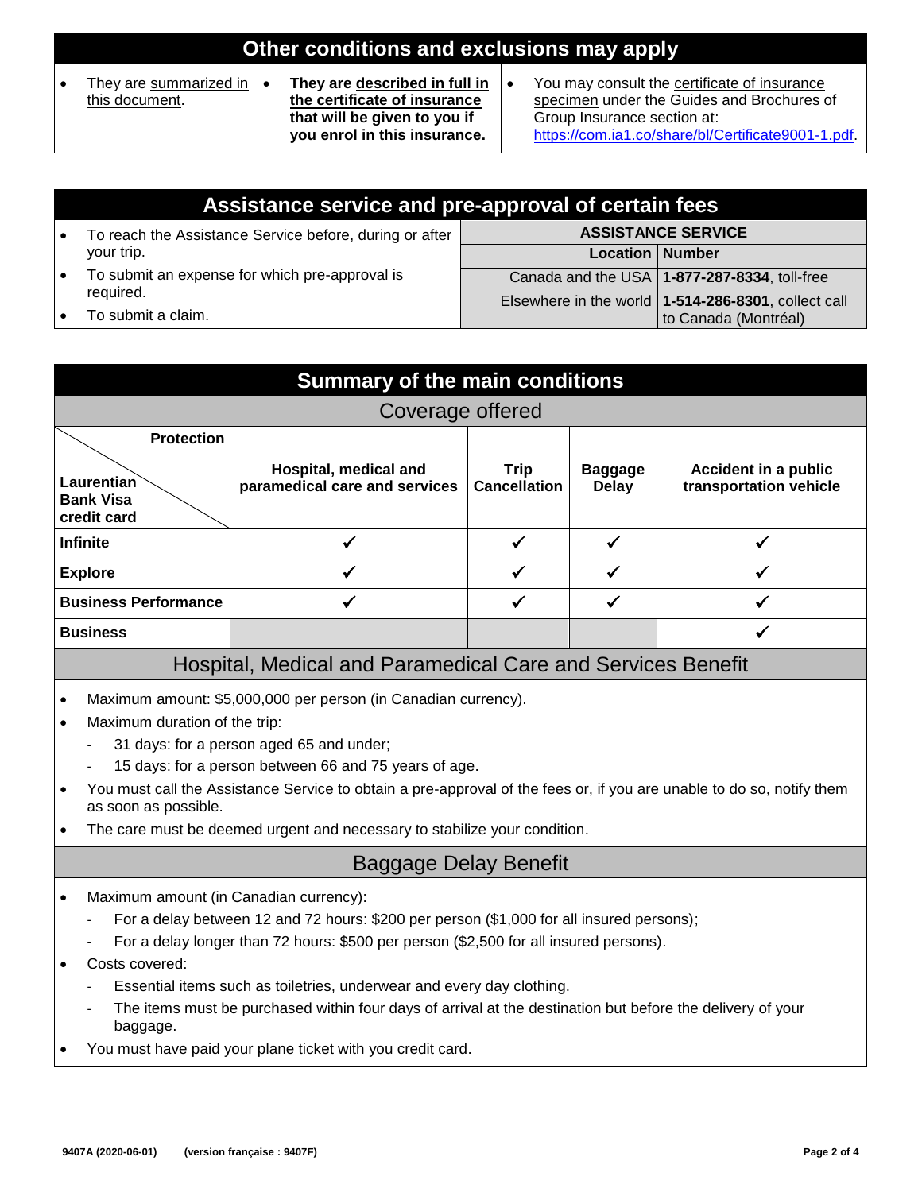## Other conditions and exclusions may apply

- They are summarized in this document.
- **They are described in full in the certificate of insurance that will be given to you if you enrol in this insurance.**
- You may consult the certificate of insurance specimen under the Guides and Brochures of Group Insurance section at: https://com.ia1.co/share/bl/Certificate9001-1.pdf.

## Assistance service and pre-approval of certain fees

- To reach the Assistance Service before, during or after your trip.
- To submit an expense for which pre-approval is required.
- To submit a claim.

| ASSISTANCE SERVICE | |
|---|---|
| **Location** | **Number** |
| Canada and the USA | **1-877-287-8334**, toll-free |
| Elsewhere in the world | **1-514-286-8301**, collect call to Canada (Montréal) |

## Summary of the main conditions

### Coverage offered

| Laurentian Bank Visa credit card / Protection | Hospital, medical and paramedical care and services | Trip Cancellation | Baggage Delay | Accident in a public transportation vehicle |
|---|---|---|---|---|
| **Infinite** | ✓ | ✓ | ✓ | ✓ |
| **Explore** | ✓ | ✓ | ✓ | ✓ |
| **Business Performance** | ✓ | ✓ | ✓ | ✓ |
| **Business** | | | | ✓ |

### Hospital, Medical and Paramedical Care and Services Benefit

- Maximum amount: $5,000,000 per person (in Canadian currency).
- Maximum duration of the trip:
  - 31 days: for a person aged 65 and under;
  - 15 days: for a person between 66 and 75 years of age.
- You must call the Assistance Service to obtain a pre-approval of the fees or, if you are unable to do so, notify them as soon as possible.
- The care must be deemed urgent and necessary to stabilize your condition.

### Baggage Delay Benefit

- Maximum amount (in Canadian currency):
  - For a delay between 12 and 72 hours: $200 per person ($1,000 for all insured persons);
  - For a delay longer than 72 hours: $500 per person ($2,500 for all insured persons).
- Costs covered:
  - Essential items such as toiletries, underwear and every day clothing.
  - The items must be purchased within four days of arrival at the destination but before the delivery of your baggage.
- You must have paid your plane ticket with you credit card.

9407A (2020-06-01) (version française : 9407F)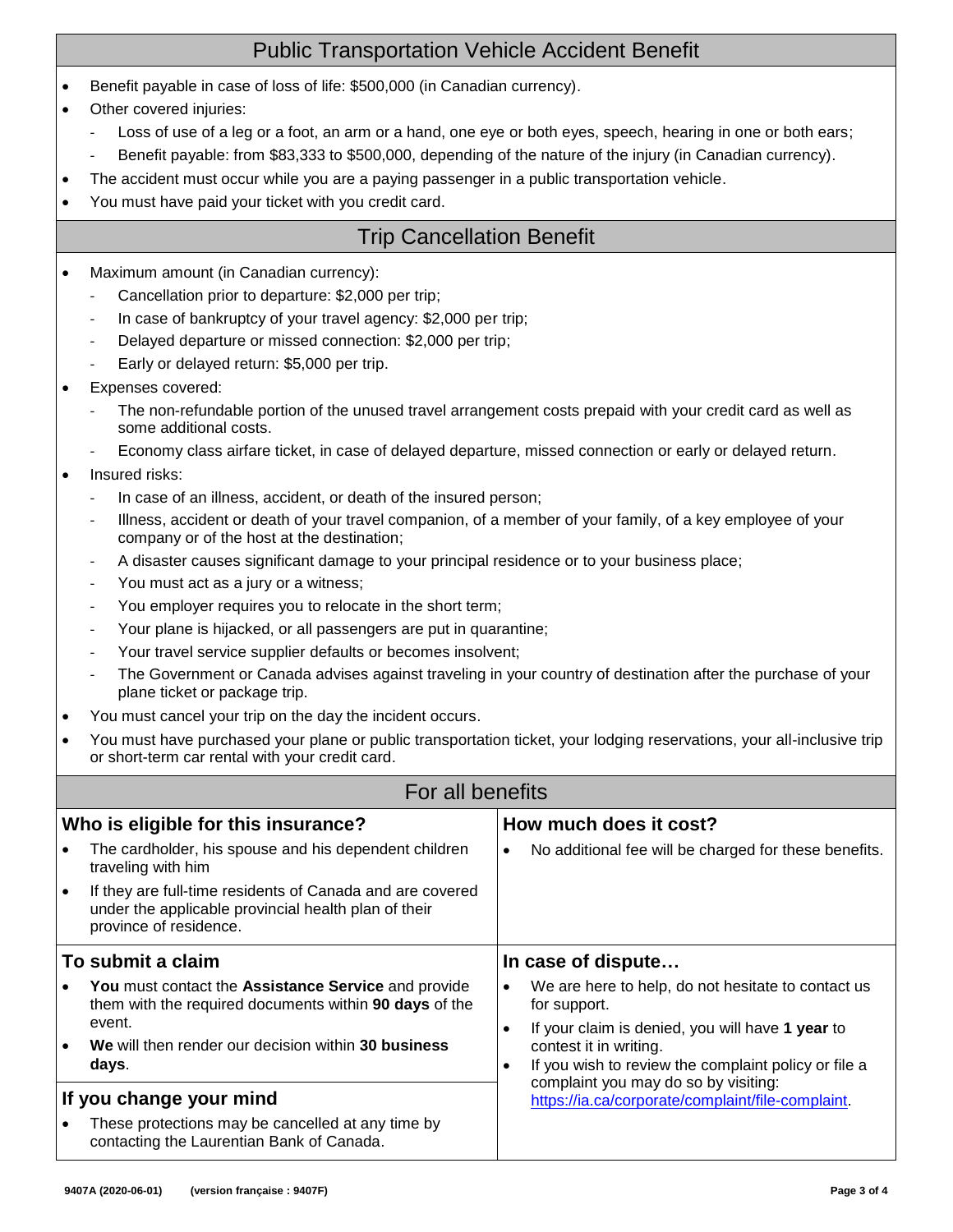## Public Transportation Vehicle Accident Benefit

- Benefit payable in case of loss of life: $500,000 (in Canadian currency).
- Other covered injuries:
  - Loss of use of a leg or a foot, an arm or a hand, one eye or both eyes, speech, hearing in one or both ears;
  - Benefit payable: from $83,333 to $500,000, depending of the nature of the injury (in Canadian currency).
- The accident must occur while you are a paying passenger in a public transportation vehicle.
- You must have paid your ticket with you credit card.

## Trip Cancellation Benefit

- Maximum amount (in Canadian currency):
  - Cancellation prior to departure: $2,000 per trip;
  - In case of bankruptcy of your travel agency: $2,000 per trip;
  - Delayed departure or missed connection: $2,000 per trip;
  - Early or delayed return: $5,000 per trip.
- Expenses covered:
  - The non-refundable portion of the unused travel arrangement costs prepaid with your credit card as well as some additional costs.
  - Economy class airfare ticket, in case of delayed departure, missed connection or early or delayed return.
- Insured risks:
  - In case of an illness, accident, or death of the insured person;
  - Illness, accident or death of your travel companion, of a member of your family, of a key employee of your company or of the host at the destination;
  - A disaster causes significant damage to your principal residence or to your business place;
  - You must act as a jury or a witness;
  - You employer requires you to relocate in the short term;
  - Your plane is hijacked, or all passengers are put in quarantine;
  - Your travel service supplier defaults or becomes insolvent;
  - The Government or Canada advises against traveling in your country of destination after the purchase of your plane ticket or package trip.
- You must cancel your trip on the day the incident occurs.
- You must have purchased your plane or public transportation ticket, your lodging reservations, your all-inclusive trip or short-term car rental with your credit card.

## For all benefits

### Who is eligible for this insurance?

- The cardholder, his spouse and his dependent children traveling with him
- If they are full-time residents of Canada and are covered under the applicable provincial health plan of their province of residence.

### How much does it cost?

- No additional fee will be charged for these benefits.

### To submit a claim

- **You** must contact the **Assistance Service** and provide them with the required documents within **90 days** of the event.
- **We** will then render our decision within **30 business days**.

### If you change your mind

- These protections may be cancelled at any time by contacting the Laurentian Bank of Canada.

### In case of dispute…

- We are here to help, do not hesitate to contact us for support.
- If your claim is denied, you will have **1 year** to contest it in writing.
- If you wish to review the complaint policy or file a complaint you may do so by visiting: https://ia.ca/corporate/complaint/file-complaint.

9407A (2020-06-01) (version française : 9407F)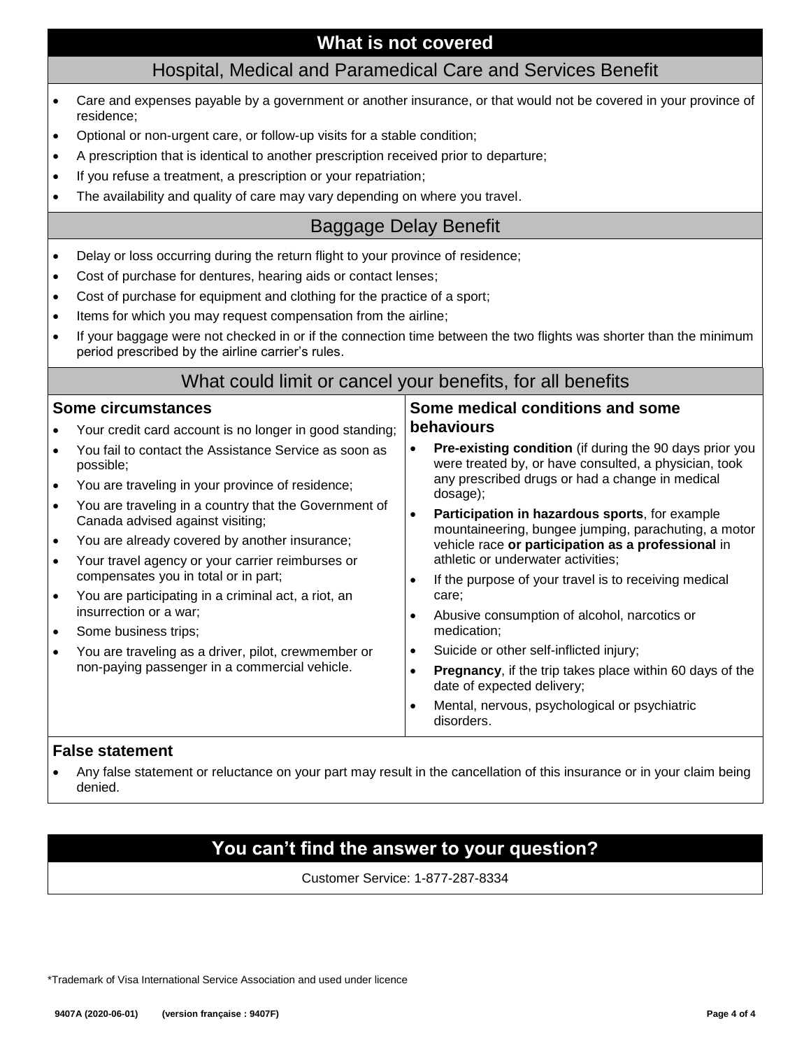# What is not covered

## Hospital, Medical and Paramedical Care and Services Benefit

- Care and expenses payable by a government or another insurance, or that would not be covered in your province of residence;
- Optional or non-urgent care, or follow-up visits for a stable condition;
- A prescription that is identical to another prescription received prior to departure;
- If you refuse a treatment, a prescription or your repatriation;
- The availability and quality of care may vary depending on where you travel.

## Baggage Delay Benefit

- Delay or loss occurring during the return flight to your province of residence;
- Cost of purchase for dentures, hearing aids or contact lenses;
- Cost of purchase for equipment and clothing for the practice of a sport;
- Items for which you may request compensation from the airline;
- If your baggage were not checked in or if the connection time between the two flights was shorter than the minimum period prescribed by the airline carrier's rules.

## What could limit or cancel your benefits, for all benefits

### Some circumstances

- Your credit card account is no longer in good standing;
- You fail to contact the Assistance Service as soon as possible;
- You are traveling in your province of residence;
- You are traveling in a country that the Government of Canada advised against visiting;
- You are already covered by another insurance;
- Your travel agency or your carrier reimburses or compensates you in total or in part;
- You are participating in a criminal act, a riot, an insurrection or a war;
- Some business trips;
- You are traveling as a driver, pilot, crewmember or non-paying passenger in a commercial vehicle.

### Some medical conditions and some behaviours

- **Pre-existing condition** (if during the 90 days prior you were treated by, or have consulted, a physician, took any prescribed drugs or had a change in medical dosage);
- **Participation in hazardous sports**, for example mountaineering, bungee jumping, parachuting, a motor vehicle race **or participation as a professional** in athletic or underwater activities;
- If the purpose of your travel is to receiving medical care;
- Abusive consumption of alcohol, narcotics or medication;
- Suicide or other self-inflicted injury;
- **Pregnancy**, if the trip takes place within 60 days of the date of expected delivery;
- Mental, nervous, psychological or psychiatric disorders.

### False statement

- Any false statement or reluctance on your part may result in the cancellation of this insurance or in your claim being denied.

# You can't find the answer to your question?

Customer Service: 1-877-287-8334

*Trademark of Visa International Service Association and used under licence

9407A (2020-06-01) (version française : 9407F)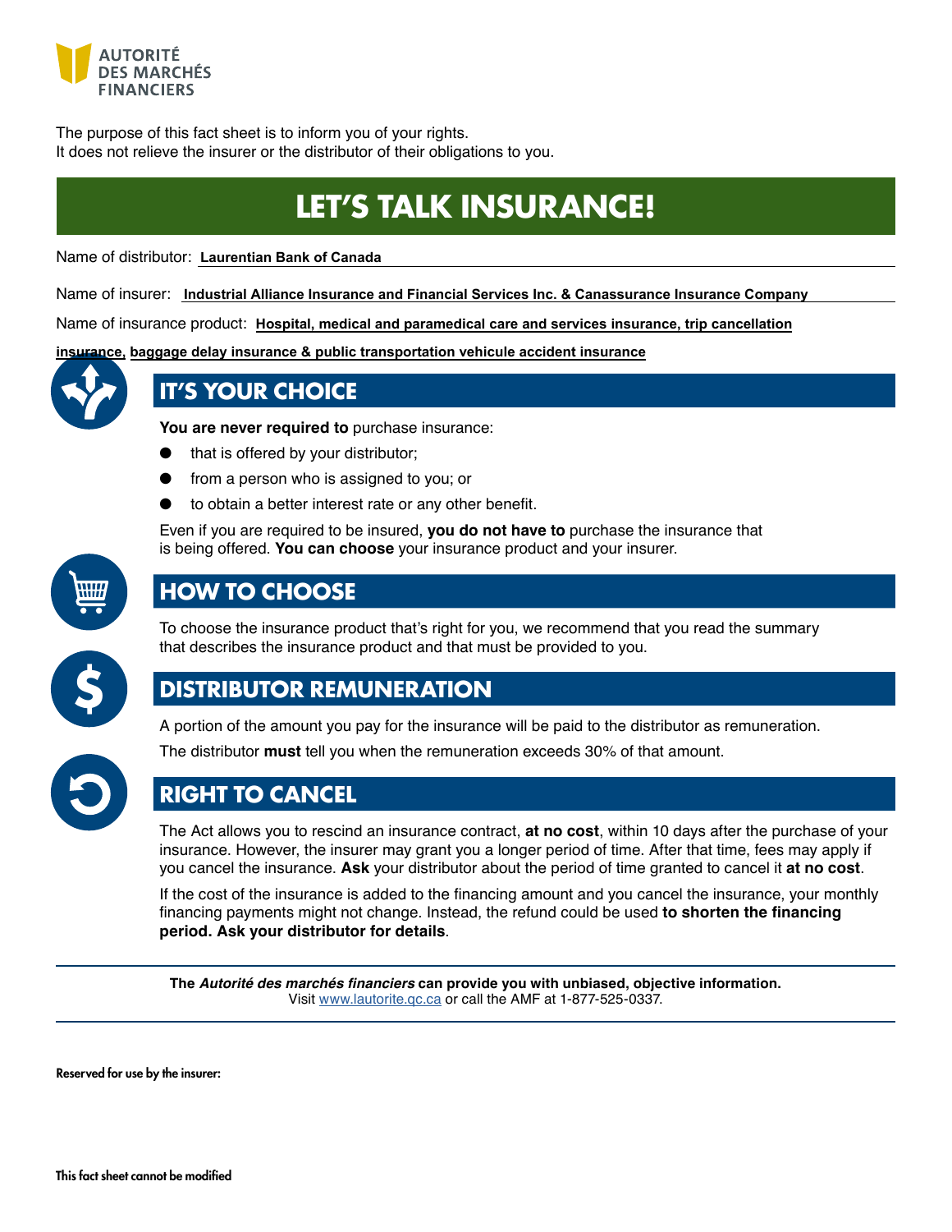AUTORITÉ DES MARCHÉS FINANCIERS

The purpose of this fact sheet is to inform you of your rights.
It does not relieve the insurer or the distributor of their obligations to you.

# LET'S TALK INSURANCE!

Name of distributor: **Laurentian Bank of Canada**

Name of insurer: **Industrial Alliance Insurance and Financial Services Inc. & Canassurance Insurance Company**

Name of insurance product: **Hospital, medical and paramedical care and services insurance, trip cancellation insurance, baggage delay insurance & public transportation vehicule accident insurance**

## IT'S YOUR CHOICE

**You are never required to** purchase insurance:

- that is offered by your distributor;
- from a person who is assigned to you; or
- to obtain a better interest rate or any other benefit.

Even if you are required to be insured, **you do not have to** purchase the insurance that is being offered. **You can choose** your insurance product and your insurer.

## HOW TO CHOOSE

To choose the insurance product that's right for you, we recommend that you read the summary that describes the insurance product and that must be provided to you.

## DISTRIBUTOR REMUNERATION

A portion of the amount you pay for the insurance will be paid to the distributor as remuneration.

The distributor **must** tell you when the remuneration exceeds 30% of that amount.

## RIGHT TO CANCEL

The Act allows you to rescind an insurance contract, **at no cost**, within 10 days after the purchase of your insurance. However, the insurer may grant you a longer period of time. After that time, fees may apply if you cancel the insurance. **Ask** your distributor about the period of time granted to cancel it **at no cost**.

If the cost of the insurance is added to the financing amount and you cancel the insurance, your monthly financing payments might not change. Instead, the refund could be used **to shorten the financing period. Ask your distributor for details**.

**The *Autorité des marchés financiers* can provide you with unbiased, objective information.**
Visit www.lautorite.qc.ca or call the AMF at 1-877-525-0337.

**Reserved for use by the insurer:**

**This fact sheet cannot be modified**